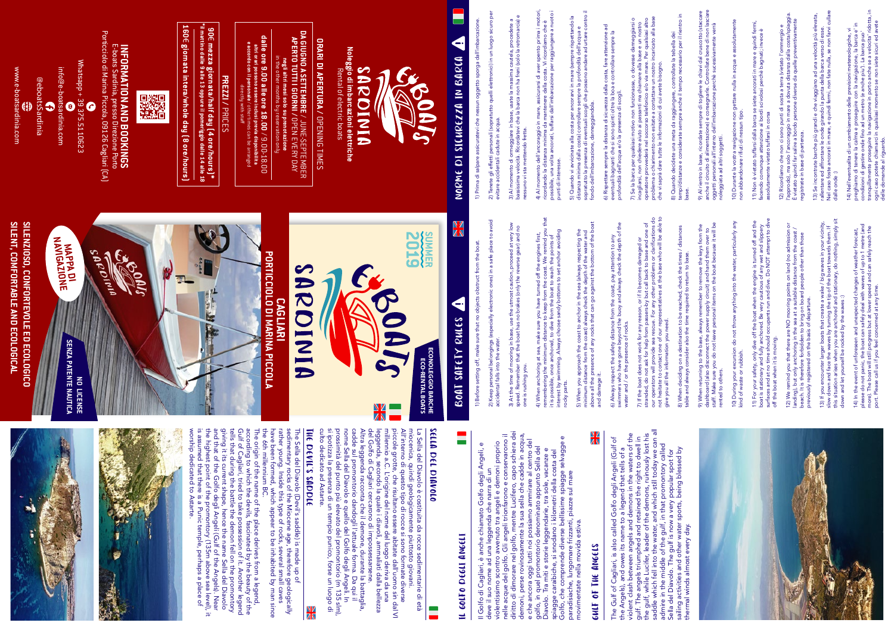# E-BOATS SARDINIA

**Noleggio di imbarcazioni elettriche**
Rental of electric boats

## ORARI DI APERTURA / OPENING TIMES

**DA GIUGNO A SETTEMBRE** / JUNE-SEPTEMBER
**APERTO TUTTI I GIORNI** / OPEN EVERY DAY

**dalle ore 9.00 alle ore 18.00** / 9.00-18.00

**negli altri mesi solo su prenotazione**
in the other months by reservation only

**altri orari possono essere inclusi previo disponibilità e accordo con il personale** / other times can be arranged directly with staff

## PREZZI / PRICES

**90€ mezza giornata/half day (4 ore/hours)***
*il mattino dalle 9 alle 13 oppure il pomeriggio dalle 14 alle 18

**160€ giornata intera/whole day (8 ore/hours)**

## INFORMATION AND BOOKINGS

E-boats Sardinia, presso Direzione Porto
Porticciolo di Marina Piccola, 09126 Cagliari (CA)

Whatsapp + 39 375 5110623

info@e-boatsardinia.com

@eboatsSardinia

www.e-boatsardinia.com

---

# NORME DI SICUREZZA IN BARCA

1) Prima di salpare assicuratevi che nessun oggetto sporga dall'imbarcazione.

2) Tenete gli effetti personali (soprattutto quelli elettronici) in un luogo sicuro per evitare accidentali cadute in acqua.

3) Al momento di ormeggiare in base, usate la massima cautela, procedete a bassissima velocità. Ricordatevi che la barca non ha freni (solo la retromarcia) e nessuno va messo fretta.

4) Al momento dell'ancoraggio in mare, assicuratevi di aver spento prima i motori, ricordando la distanza minima da mantenere dalla costa. Vi ricordiamo che è possibile, una volta ancorati, tuffarsi dall'imbarcazione per raggiungere a nuoto i punti di interesse.

5) Quando vi avvicinate alla costa per ancorarvi in mare (sempre rispettando la distanza minima dalla costa) controllate sempre la profondità dell'acqua e soprattutto la presenza di eventuali scogli che possono andare ad urtare contro il fondo dell'imbarcazione, danneggiandola.

6) Rispettare sempre la distanza di sicurezza dalla costa, fare attenzione ad eventuali bagnanti che si sono spinti oltre la boa e controllare sempre la profondità dell'acqua e/o la presenza di scogli.

7) Se la barca per qualsiasi motivo non funzionasse, o dovesse danneggiarsi o incagliarsi, non chiedere aiuto ai passanti ma chiamare alla base e un nostro operatore provvederà nel soccorso telefonico e/o via mare. Per qualsiasi altro problema o chiarimento non esitate a contattare un nostro incaricato alla base che vi saprà dare tutte le informazioni di cui avete bisogno.

8) Quando decidete una meta da raggiungere, controllate la tabella dei tempi/distanze e considerate sempre anche il tempo necessario per il rientro in base.

9) Al rientro in base, ricordate sempre di togliere le chiavi dal cruscotto (staccare anche il circuito di alimentazione) e consegnarle. Controllate bene di non lasciare oggetti personali all'interno dell'imbarcazione perché successivamente verrà noleggiata ad altri soggetti.

10) Durante la vostra navigazione non gettate nulla in acqua e assolutamente non abbandonare rifiuti di nessun tipo.

11) Non è vietato tuffarsi dalla barca se siete ancorati in mare e quindi fermi, facendo comunque attenzione a bordi scivolosi perché bagnati, invece è assolutamente vietato tuffarsi in corsa.

12) Ricordiamo che ci sono punti di sosta a terra (vietato l'ormeggio e l'approdo), ma solo l'ancoraggio in mare a dovuta distanza dalla costa/spiaggia. È vietato quindi far salire a bordo persone diverse da quelle preventivamente registrate in base di partenza.

13) Se incontrate barche più grandi e che viaggiano ad una velocità più elevata, rallentare ed affrontare le onde girando la punta della barca verso di esse. Nel caso foste ancorati in mare, e quindi fermi, non fate nulla, se non farvi cullare dalle onde :)

14) Nell'eventualità di un cambiamento delle previsioni meteorologiche, vi preghiamo di tenere la calma e proseguire con la navigazione, la barca e' in condizioni di gestire onde fino ad un metro (e anche più). La barca può tranquillamente proseguire la navigazione in porto anche se a velocità ridotta, in ogni caso potete chiamarci in qualsiasi momento se non siete sicuri ed avete delle domande al riguardo.

# BOAT SAFETY RULES

1) Before setting off, make sure that no objects obstruct from the boat.

2) Keep personal belongings (especially electronic ones) in a safe place to avoid accidental falls into the water.

3) At the time of mooring in base, use the utmost caution, proceed at very low speed. Remember that the boat has no brakes (only the reverse gear) and no one is rushing you.

4) When anchoring at sea, make sure you have turned off the engines first, remembering the minimum distance to keep from the coast. We remind you that it is possible, once anchored, to dive from the boat to reach the points of interest by swimming. Always choose sandy bottoms to be sure of avoiding rocky parts.

5) When you approach the coast to anchor in the sea (always respecting the minimum distance from the coast) always check the depth of the water and above all the presence of any rocks that can go against the bottom of the boat and damage it.

6) Always respect the safety distance from the coast, pay attention to any swimmers who have gone beyond the buoy and always check the depth of the water and / or the presence of rocks.

7) If the boat does not work for any reason, or if it becomes damaged or stranded, do not ask for help from passers-by but call back to base and one of our operators will provide sea rescue. For any other problems or clarifications do not hesitate to contact one of our representatives at the base who will be able to give you all the information you need.

8) When deciding on a destination to be reached, check the times / distances table and always consider also the time required to return to base.

9) When returning to the base, always remember to remove the keys from the dashboard (also disconnect the power supply circuit) and hand them over to staff. Make sure you do not leave personal items on the boat because it will be rented to others.

10) During your excursion do not throw anything into the water, particularly any kind of waste or rubbish.

11) For your safety, only dive off the boat when the engine is turned off and the boat is stationary and fully anchored. Be very cautious of any wet and slippery surfaces and at no time should occupants run and dive. Do NOT attempt to dive off the boat when it is moving.

12) We remind you that there are NO mooring points on land (no admission or landing), but only anchoring in the sea at a suitable distance from the coast / beach. It is therefore forbidden to bring on board people other than those previously registered on the basis of departure.

13) If you encounter larger boats that create a wake / big waves in your vicinity, slow down and face the waves by turning the tip of the boat towards them. If this situation arises when you are anchored and stationary, do nothing, simply sit down and let yourself be rocked by the waves :)

14) In the event of unforeseen and unexpected changes of weather forecast, please do not panic, the boat can safely deal with waves of up to 1 metre (and more). The boat will still progress but at lower speed and can safely reach the port. Please call us if you feel concerned at any time.

---

# E-BOATS SARDINIA

**SUMMER 2019**

**ECONOLEGGIO BARCHE**
**ECO-RENTAL BOATS**

**CAGLIARI**
**PORTICCIOLO DI MARINA PICCOLA**

**NO LICENSE**
**SENZA PATENTE NAUTICA**

**MAPPA DI NAVIGAZIONE**

**SILENZIOSO, CONFORTEVOLE ED ECOLOGICO**
**SILENT, COMFORTABLE AND ECOLOGICAL**

---

# IL GOLFO DEGLI ANGELI

Il Golfo di Cagliari, è anche chiamato Golfo degli Angeli, e deve il suo nome ad una leggenda che narra di un violentissimo scontro avvenuto tra angeli e demoni proprio nelle acque del golfo. Gli angeli trionfarono e conservarono il diritto di dimorare nel golfo, mentre Lucifero, capo schiera dei demoni, perse rovinosamente la sua sella che cadde in acqua, e che ancora oggi tutti noi possiamo ammirare al centro del golfo, in quel promontorio denominato appunto Sella del Diavolo. Tra miti e storie leggendarie, tra sole, vacanze e spiagge caraibiche, si snodano i kilometri della costa del Golfo, che comprende diverse bellissime spiagge selvagge e paradisiache, lungomare frizzanti, piazze sul mare movimentate nella movida estiva.

# GULF OF THE ANGELS

The Gulf of Cagliari, is also called Golfo degli Angeli (Gulf of the Angels), and owes its name to a legend that tells of a violent clash between angels and demons in the waters of the gulf. The angels triumphed and retained the right to dwell in the gulf, while Lucifer, leader of the demons, ruinously lost his saddle which fell into the water, and which still today we can all admire in the middle of the gulf, in that promontory called Sella del Diavolo. The gulf is now a very popular spot for sailing activities and other water sports, being blessed by thermal winds almost every day.

# SELLA DEL DIAVOLO

La Sella del Diavolo è costituita da rocce sedimentarie di età miocenica, quindi geologicamente piuttosto giovani. All'interno di questo tipo di rocce si sono formate diverse piccole grotte, che risultano essere abitate dall'uomo sin dal VI millennio a.C. L'origine del nome del luogo deriva da una leggenda, secondo la quale i diavoli, ammaliati dalla bellezza del Golfo di Cagliari cercarono di impossessarsene. Altra leggenda racconta che il demone, durante la battaglia, cadde sul promontorio dandogli l'attuale forma. Da qui il nome Sella del Diavolo e quello del Golfo degli Angeli. In prossimità del punto più elevato del promontorio (m 135 slm), si ipotizza la presenza di un tempio punico, forse un luogo di culto dedicato ad Astarte.

# THE DEVIL'S SADDLE

The Sella del Diavolo (Devil's saddle) is made up of sedimentary rocks of the Miocene age, therefore geologically rather young. Inside this type of rocks, several small caves have been formed, which appear to be inhabited by man since the 6th millennium BC.

The origin of the name of the place derives from a legend, according to which the devils, fascinated by the beauty of the Gulf of Cagliari, tried to take possession of it. Another legend tells that during the battle the demon fell on the promontory giving it its current shape, hence the name Sella del Diavolo and that of the Golfo degli Angeli (Gulf of the Angels). Near the highest point of the promontory (135m above sea level), it is assumed that there is a Punic temple, perhaps a place of worship dedicated to Astarte.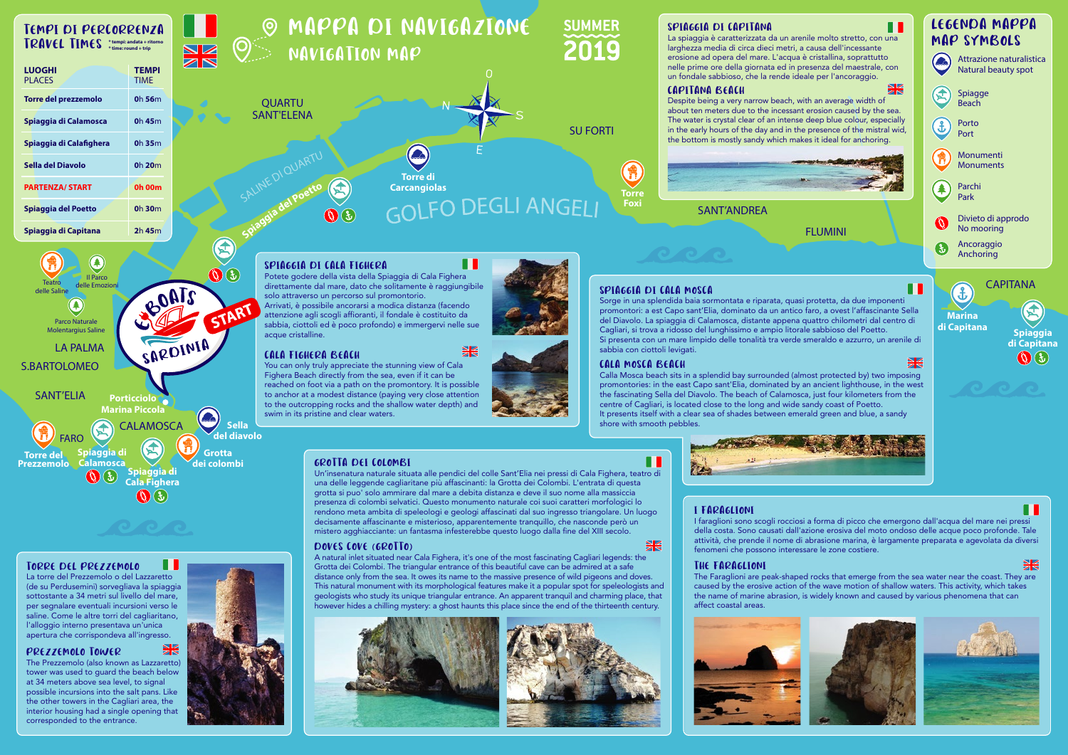# MAPPA DI NAVIGAZIONE
## NAVIGATION MAP

SUMMER 2019

## TEMPI DI PERCORRENZA / TRAVEL TIMES

* tempi: andata + ritorno
* time: round + trip

| LUOGHI PLACES | TEMPI TIME |
|---|---|
| Torre del prezzemolo | 0h 56m |
| Spiaggia di Calamosca | 0h 45m |
| Spiaggia di Calafighera | 0h 35m |
| Sella del Diavolo | 0h 20m |
| PARTENZA/ START | 0h 00m |
| Spiaggia del Poetto | 0h 30m |
| Spiaggia di Capitana | 2h 45m |

## LEGENDA MAPPA / MAP SYMBOLS

- Attrazione naturalistica / Natural beauty spot
- Spiagge / Beach
- Porto / Port
- Monumenti / Monuments
- Parchi / Park
- Divieto di approdo / No mooring
- Ancoraggio / Anchoring

QUARTU SANT'ELENA — SALINE DI QUARTU — Spiaggia del Poetto — Torre di Carcangiolas — GOLFO DEGLI ANGELI — SU FORTI — Torre Foxi — SANT'ANDREA — FLUMINI — CAPITANA — Marina di Capitana — Spiaggia di Capitana — Teatro delle Saline — Il Parco delle Emozioni — Parco Naturale Molentargius Saline — LA PALMA — S.BARTOLOMEO — SANT'ELIA — Porticciolo Marina Piccola — CALAMOSCA — FARO — Torre del Prezzemolo — Spiaggia di Calamosca — Spiaggia di Cala Fighera — Sella del diavolo — Grotta dei colombi

BOATS SARDINIA — START

## SPIAGGIA DI CAPITANA

La spiaggia è caratterizzata da un arenile molto stretto, con una larghezza media di circa dieci metri, a causa dell'incessante erosione ad opera del mare. L'acqua è cristallina, soprattutto nelle prime ore della giornata ed in presenza del maestrale, con un fondale sabbioso, che la rende ideale per l'ancoraggio.

## CAPITANA BEACH

Despite being a very narrow beach, with an average width of about ten meters due to the incessant erosion caused by the sea. The water is crystal clear of an intense deep blue colour, especially in the early hours of the day and in the presence of the mistral wid, the bottom is mostly sandy which makes it ideal for anchoring.

## SPIAGGIA DI CALA FIGHERA

Potete godere della vista della Spiaggia di Cala Fighera direttamente dal mare, dato che solitamente è raggiungibile solo attraverso un percorso sul promontorio.
Arrivati, è possibile ancorarsi a modica distanza (facendo attenzione agli scogli affioranti, il fondale è costituito da sabbia, ciottoli ed è poco profondo) e immergervi nelle sue acque cristalline.

## CALA FIGHERA BEACH

You can only truly appreciate the stunning view of Cala Fighera Beach directly from the sea, even if it can be reached on foot via a path on the promontory. It is possible to anchor at a modest distance (paying very close attention to the outcropping rocks and the shallow water depth) and swim in its pristine and clear waters.

## SPIAGGIA DI CALA MOSCA

Sorge in una splendida baia sormontata e riparata, quasi protetta, da due imponenti promontori: a est Capo sant'Elia, dominato da un antico faro, a ovest l'affascinante Sella del Diavolo. La spiaggia di Calamosca, distante appena quattro chilometri dal centro di Cagliari, si trova a ridosso del lunghissimo e ampio litorale sabbioso del Poetto.
Si presenta con un mare limpido delle tonalità tra verde smeraldo e azzurro, un arenile di sabbia con ciottoli levigati.

## CALA MOSCA BEACH

Calla Mosca beach sits in a splendid bay surrounded (almost protected by) two imposing promontories: in the east Capo sant'Elia, dominated by an ancient lighthouse, in the west the fascinating Sella del Diavolo. The beach of Calamosca, just four kilometers from the centre of Cagliari, is located close to the long and wide sandy coast of Poetto.
It presents itself with a clear sea of shades between emerald green and blue, a sandy shore with smooth pebbles.

## GROTTA DEI COLOMBI

Un'insenatura naturale situata alle pendici del colle Sant'Elia nei pressi di Cala Fighera, teatro di una delle leggende cagliaritane più affascinanti: la Grotta dei Colombi. L'entrata di questa grotta si puo' solo ammirare dal mare a debita distanza e deve il suo nome alla massiccia presenza di colombi selvatici. Questo monumento naturale coi suoi caratteri morfologici lo rendono meta ambita di speleologi e geologi affascinati dal suo ingresso triangolare. Un luogo decisamente affascinante e misterioso, apparentemente tranquillo, che nasconde però un mistero agghiacciante: un fantasma infesterebbe questo luogo dalla fine del XIII secolo.

## DOVES COVE (GROTTO)

A natural inlet situated near Cala Fighera, it's one of the most fascinating Cagliari legends: the Grotta dei Colombi. The triangular entrance of this beautiful cove can be admired at a safe distance only from the sea. It owes its name to the massive presence of wild pigeons and doves. This natural monument with its morphological features make it a popular spot for speleologists and geologists who study its unique triangular entrance. An apparent tranquil and charming place, that however hides a chilling mystery: a ghost haunts this place since the end of the thirteenth century.

## I FARAGLIONI

I faraglioni sono scogli rocciosi a forma di picco che emergono dall'acqua del mare nei pressi della costa. Sono causati dall'azione erosiva del moto ondoso delle acque poco profonde. Tale attività, che prende il nome di abrasione marina, è largamente preparata e agevolata da diversi fenomeni che possono interessare le zone costiere.

## THE FARAGLIONI

The Faraglioni are peak-shaped rocks that emerge from the sea water near the coast. They are caused by the erosive action of the wave motion of shallow waters. This activity, which takes the name of marine abrasion, is widely known and caused by various phenomena that can affect coastal areas.

## TORRE DEL PREZZEMOLO

La torre del Prezzemolo o del Lazzaretto (de su Perdusemini) sorvegliava la spiaggia sottostante a 34 metri sul livello del mare, per segnalare eventuali incursioni verso le saline. Come le altre torri del cagliaritano, l'alloggio interno presentava un'unica apertura che corrispondeva all'ingresso.

## PREZZEMOLO TOWER

The Prezzemolo (also known as Lazzaretto) tower was used to guard the beach below at 34 meters above sea level, to signal possible incursions into the salt pans. Like the other towers in the Cagliari area, the interior housing had a single opening that corresponded to the entrance.